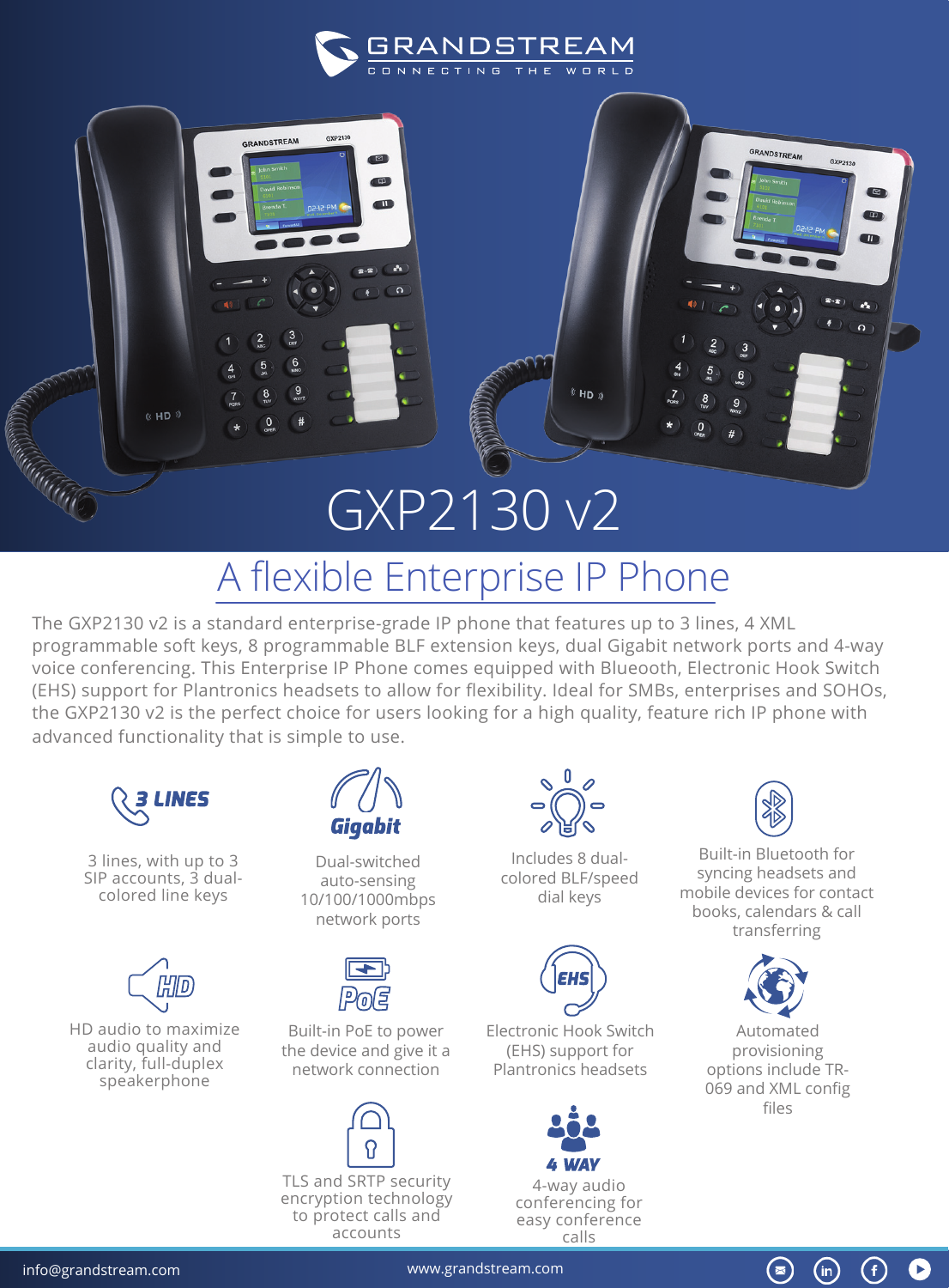# GXP2130 v2

## A flexible Enterprise IP Phone

The GXP2130 v2 is a standard enterprise-grade IP phone that features up to 3 lines, 4 XML programmable soft keys, 8 programmable BLF extension keys, dual Gigabit network ports and 4-way voice conferencing. This Enterprise IP Phone comes equipped with Blueooth, Electronic Hook Switch (EHS) support for Plantronics headsets to allow for flexibility. Ideal for SMBs, enterprises and SOHOs, the GXP2130 v2 is the perfect choice for users looking for a high quality, feature rich IP phone with advanced functionality that is simple to use.

**3 LINES**

3 lines, with up to 3 SIP accounts, 3 dual-colored line keys

**Gigabit**

Dual-switched auto-sensing 10/100/1000mbps network ports

Includes 8 dual-colored BLF/speed dial keys

Built-in Bluetooth for syncing headsets and mobile devices for contact books, calendars & call transferring

**HD**

HD audio to maximize audio quality and clarity, full-duplex speakerphone

**PoE**

Built-in PoE to power the device and give it a network connection

**EHS**

Electronic Hook Switch (EHS) support for Plantronics headsets

Automated provisioning options include TR-069 and XML config files

TLS and SRTP security encryption technology to protect calls and accounts

**4 WAY**

4-way audio conferencing for easy conference calls

info@grandstream.com www.grandstream.com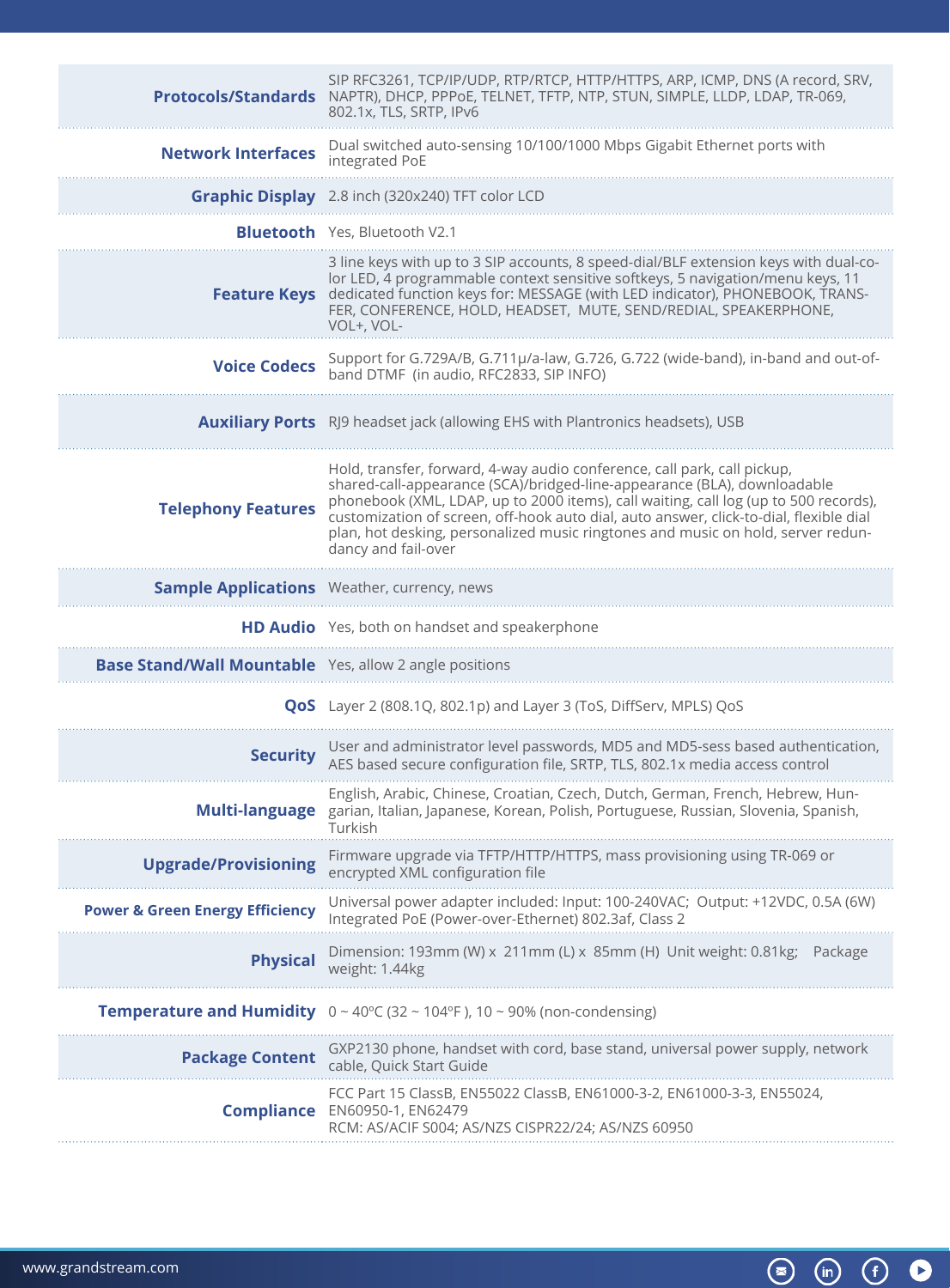| | |
|---|---|
| **Protocols/Standards** | SIP RFC3261, TCP/IP/UDP, RTP/RTCP, HTTP/HTTPS, ARP, ICMP, DNS (A record, SRV, NAPTR), DHCP, PPPoE, TELNET, TFTP, NTP, STUN, SIMPLE, LLDP, LDAP, TR-069, 802.1x, TLS, SRTP, IPv6 |
| **Network Interfaces** | Dual switched auto-sensing 10/100/1000 Mbps Gigabit Ethernet ports with integrated PoE |
| **Graphic Display** | 2.8 inch (320x240) TFT color LCD |
| **Bluetooth** | Yes, Bluetooth V2.1 |
| **Feature Keys** | 3 line keys with up to 3 SIP accounts, 8 speed-dial/BLF extension keys with dual-color LED, 4 programmable context sensitive softkeys, 5 navigation/menu keys, 11 dedicated function keys for: MESSAGE (with LED indicator), PHONEBOOK, TRANSFER, CONFERENCE, HOLD, HEADSET, MUTE, SEND/REDIAL, SPEAKERPHONE, VOL+, VOL- |
| **Voice Codecs** | Support for G.729A/B, G.711µ/a-law, G.726, G.722 (wide-band), in-band and out-of-band DTMF (in audio, RFC2833, SIP INFO) |
| **Auxiliary Ports** | RJ9 headset jack (allowing EHS with Plantronics headsets), USB |
| **Telephony Features** | Hold, transfer, forward, 4-way audio conference, call park, call pickup, shared-call-appearance (SCA)/bridged-line-appearance (BLA), downloadable phonebook (XML, LDAP, up to 2000 items), call waiting, call log (up to 500 records), customization of screen, off-hook auto dial, auto answer, click-to-dial, flexible dial plan, hot desking, personalized music ringtones and music on hold, server redundancy and fail-over |
| **Sample Applications** | Weather, currency, news |
| **HD Audio** | Yes, both on handset and speakerphone |
| **Base Stand/Wall Mountable** | Yes, allow 2 angle positions |
| **QoS** | Layer 2 (808.1Q, 802.1p) and Layer 3 (ToS, DiffServ, MPLS) QoS |
| **Security** | User and administrator level passwords, MD5 and MD5-sess based authentication, AES based secure configuration file, SRTP, TLS, 802.1x media access control |
| **Multi-language** | English, Arabic, Chinese, Croatian, Czech, Dutch, German, French, Hebrew, Hungarian, Italian, Japanese, Korean, Polish, Portuguese, Russian, Slovenia, Spanish, Turkish |
| **Upgrade/Provisioning** | Firmware upgrade via TFTP/HTTP/HTTPS, mass provisioning using TR-069 or encrypted XML configuration file |
| **Power & Green Energy Efficiency** | Universal power adapter included: Input: 100-240VAC; Output: +12VDC, 0.5A (6W) Integrated PoE (Power-over-Ethernet) 802.3af, Class 2 |
| **Physical** | Dimension: 193mm (W) x 211mm (L) x 85mm (H) Unit weight: 0.81kg; Package weight: 1.44kg |
| **Temperature and Humidity** | 0 ~ 40ºC (32 ~ 104ºF ), 10 ~ 90% (non-condensing) |
| **Package Content** | GXP2130 phone, handset with cord, base stand, universal power supply, network cable, Quick Start Guide |
| **Compliance** | FCC Part 15 ClassB, EN55022 ClassB, EN61000-3-2, EN61000-3-3, EN55024, EN60950-1, EN62479<br>RCM: AS/ACIF S004; AS/NZS CISPR22/24; AS/NZS 60950 |

www.grandstream.com